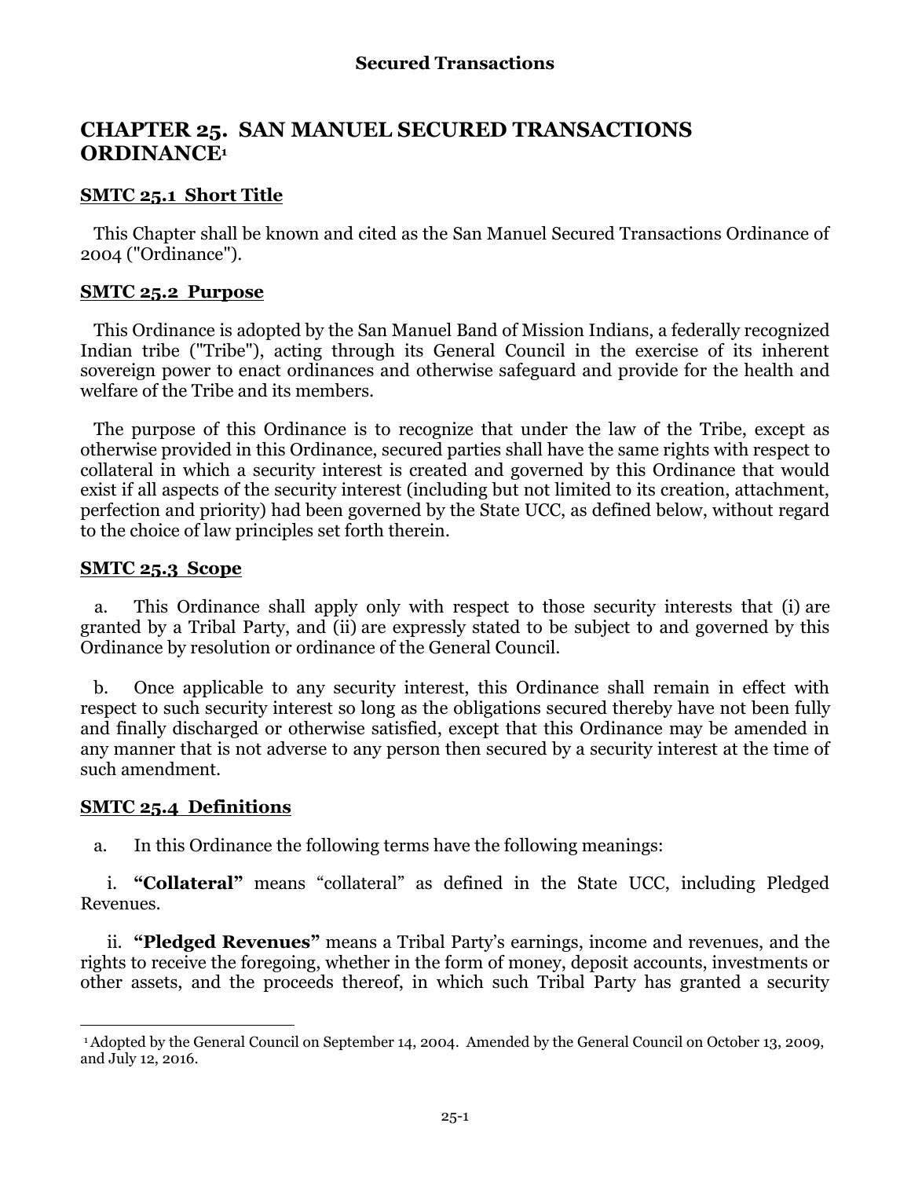# CHAPTER 25. SAN MANUEL SECURED TRANSACTIONS ORDINANCE[1]

## SMTC 25.1 Short Title

This Chapter shall be known and cited as the San Manuel Secured Transactions Ordinance of 2004 ("Ordinance").

## SMTC 25.2 Purpose

This Ordinance is adopted by the San Manuel Band of Mission Indians, a federally recognized Indian tribe ("Tribe"), acting through its General Council in the exercise of its inherent sovereign power to enact ordinances and otherwise safeguard and provide for the health and welfare of the Tribe and its members.

The purpose of this Ordinance is to recognize that under the law of the Tribe, except as otherwise provided in this Ordinance, secured parties shall have the same rights with respect to collateral in which a security interest is created and governed by this Ordinance that would exist if all aspects of the security interest (including but not limited to its creation, attachment, perfection and priority) had been governed by the State UCC, as defined below, without regard to the choice of law principles set forth therein.

## SMTC 25.3 Scope

a. This Ordinance shall apply only with respect to those security interests that (i) are granted by a Tribal Party, and (ii) are expressly stated to be subject to and governed by this Ordinance by resolution or ordinance of the General Council.

b. Once applicable to any security interest, this Ordinance shall remain in effect with respect to such security interest so long as the obligations secured thereby have not been fully and finally discharged or otherwise satisfied, except that this Ordinance may be amended in any manner that is not adverse to any person then secured by a security interest at the time of such amendment.

## SMTC 25.4 Definitions

a. In this Ordinance the following terms have the following meanings:

i. **"Collateral"** means "collateral" as defined in the State UCC, including Pledged Revenues.

ii. **"Pledged Revenues"** means a Tribal Party's earnings, income and revenues, and the rights to receive the foregoing, whether in the form of money, deposit accounts, investments or other assets, and the proceeds thereof, in which such Tribal Party has granted a security

[1] Adopted by the General Council on September 14, 2004. Amended by the General Council on October 13, 2009, and July 12, 2016.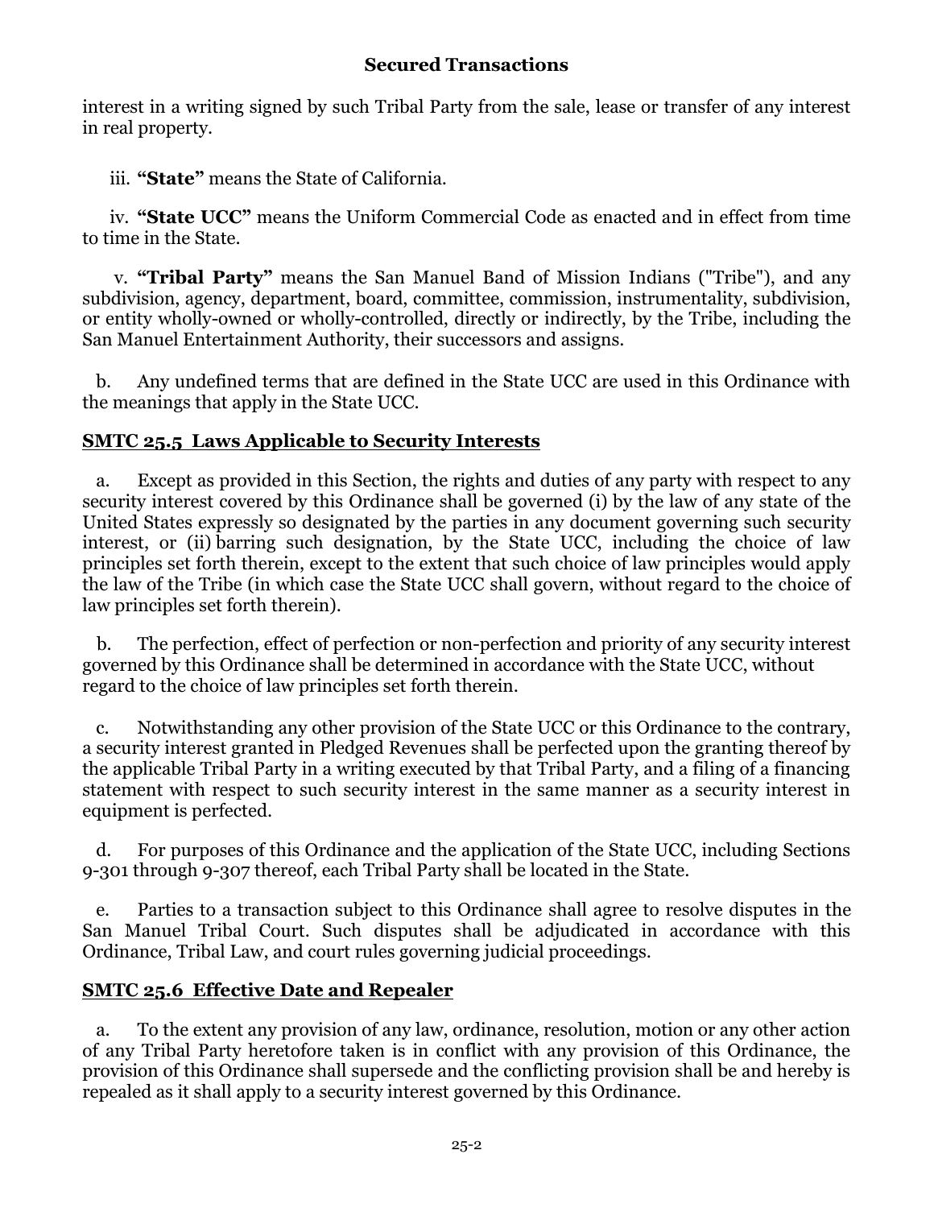interest in a writing signed by such Tribal Party from the sale, lease or transfer of any interest in real property.

iii. **"State"** means the State of California.

iv. **"State UCC"** means the Uniform Commercial Code as enacted and in effect from time to time in the State.

v. **"Tribal Party"** means the San Manuel Band of Mission Indians ("Tribe"), and any subdivision, agency, department, board, committee, commission, instrumentality, subdivision, or entity wholly-owned or wholly-controlled, directly or indirectly, by the Tribe, including the San Manuel Entertainment Authority, their successors and assigns.

b. Any undefined terms that are defined in the State UCC are used in this Ordinance with the meanings that apply in the State UCC.

## SMTC 25.5 Laws Applicable to Security Interests

a. Except as provided in this Section, the rights and duties of any party with respect to any security interest covered by this Ordinance shall be governed (i) by the law of any state of the United States expressly so designated by the parties in any document governing such security interest, or (ii) barring such designation, by the State UCC, including the choice of law principles set forth therein, except to the extent that such choice of law principles would apply the law of the Tribe (in which case the State UCC shall govern, without regard to the choice of law principles set forth therein).

b. The perfection, effect of perfection or non-perfection and priority of any security interest governed by this Ordinance shall be determined in accordance with the State UCC, without regard to the choice of law principles set forth therein.

c. Notwithstanding any other provision of the State UCC or this Ordinance to the contrary, a security interest granted in Pledged Revenues shall be perfected upon the granting thereof by the applicable Tribal Party in a writing executed by that Tribal Party, and a filing of a financing statement with respect to such security interest in the same manner as a security interest in equipment is perfected.

d. For purposes of this Ordinance and the application of the State UCC, including Sections 9-301 through 9-307 thereof, each Tribal Party shall be located in the State.

e. Parties to a transaction subject to this Ordinance shall agree to resolve disputes in the San Manuel Tribal Court. Such disputes shall be adjudicated in accordance with this Ordinance, Tribal Law, and court rules governing judicial proceedings.

## SMTC 25.6 Effective Date and Repealer

a. To the extent any provision of any law, ordinance, resolution, motion or any other action of any Tribal Party heretofore taken is in conflict with any provision of this Ordinance, the provision of this Ordinance shall supersede and the conflicting provision shall be and hereby is repealed as it shall apply to a security interest governed by this Ordinance.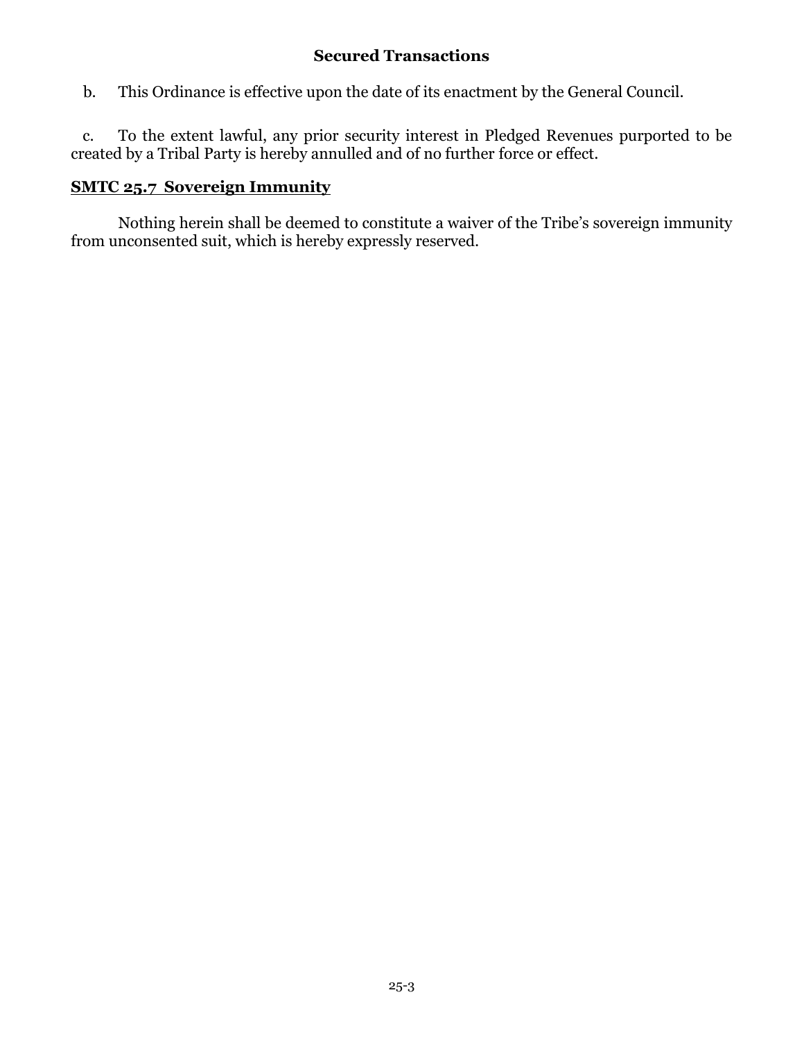b. This Ordinance is effective upon the date of its enactment by the General Council.

c. To the extent lawful, any prior security interest in Pledged Revenues purported to be created by a Tribal Party is hereby annulled and of no further force or effect.

## **SMTC 25.7 Sovereign Immunity**

Nothing herein shall be deemed to constitute a waiver of the Tribe's sovereign immunity from unconsented suit, which is hereby expressly reserved.